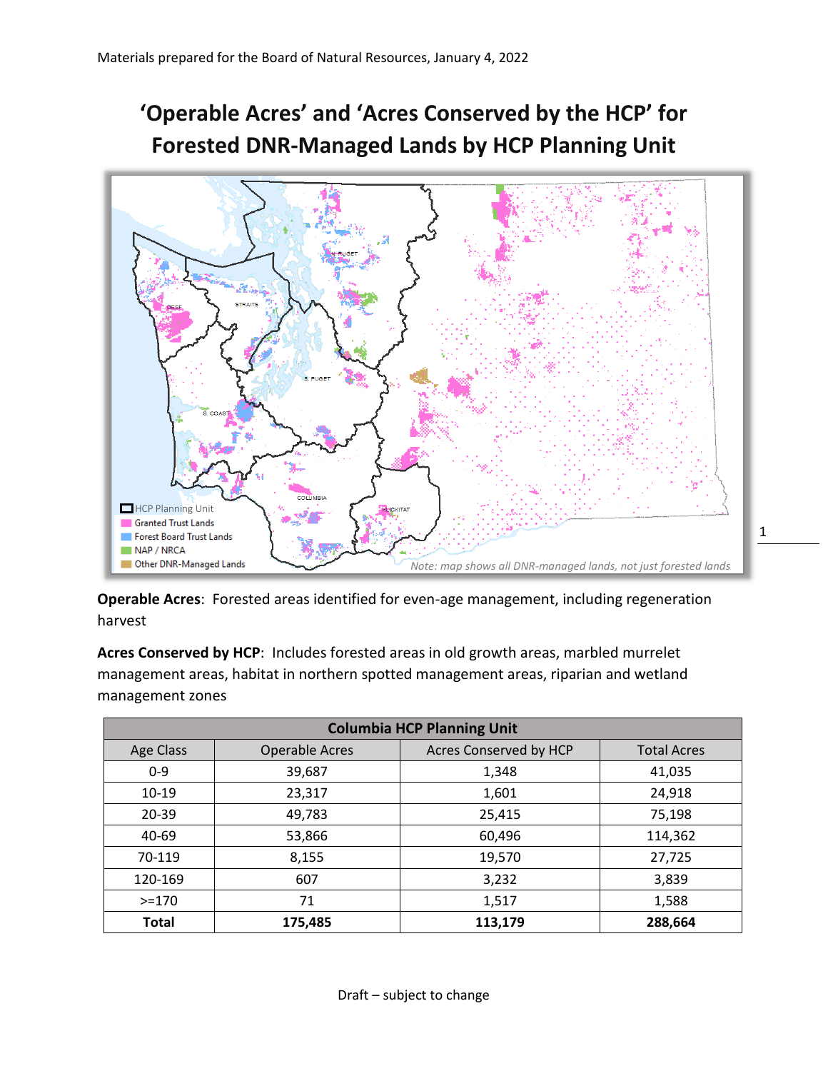Materials prepared for the Board of Natural Resources, January 4, 2022

# 'Operable Acres' and 'Acres Conserved by the HCP' for Forested DNR-Managed Lands by HCP Planning Unit

**Operable Acres**: Forested areas identified for even-age management, including regeneration harvest

**Acres Conserved by HCP**: Includes forested areas in old growth areas, marbled murrelet management areas, habitat in northern spotted management areas, riparian and wetland management zones

| Columbia HCP Planning Unit | | | |
|---|---|---|---|
| Age Class | Operable Acres | Acres Conserved by HCP | Total Acres |
| 0-9 | 39,687 | 1,348 | 41,035 |
| 10-19 | 23,317 | 1,601 | 24,918 |
| 20-39 | 49,783 | 25,415 | 75,198 |
| 40-69 | 53,866 | 60,496 | 114,362 |
| 70-119 | 8,155 | 19,570 | 27,725 |
| 120-169 | 607 | 3,232 | 3,839 |
| >=170 | 71 | 1,517 | 1,588 |
| **Total** | **175,485** | **113,179** | **288,664** |

Draft – subject to change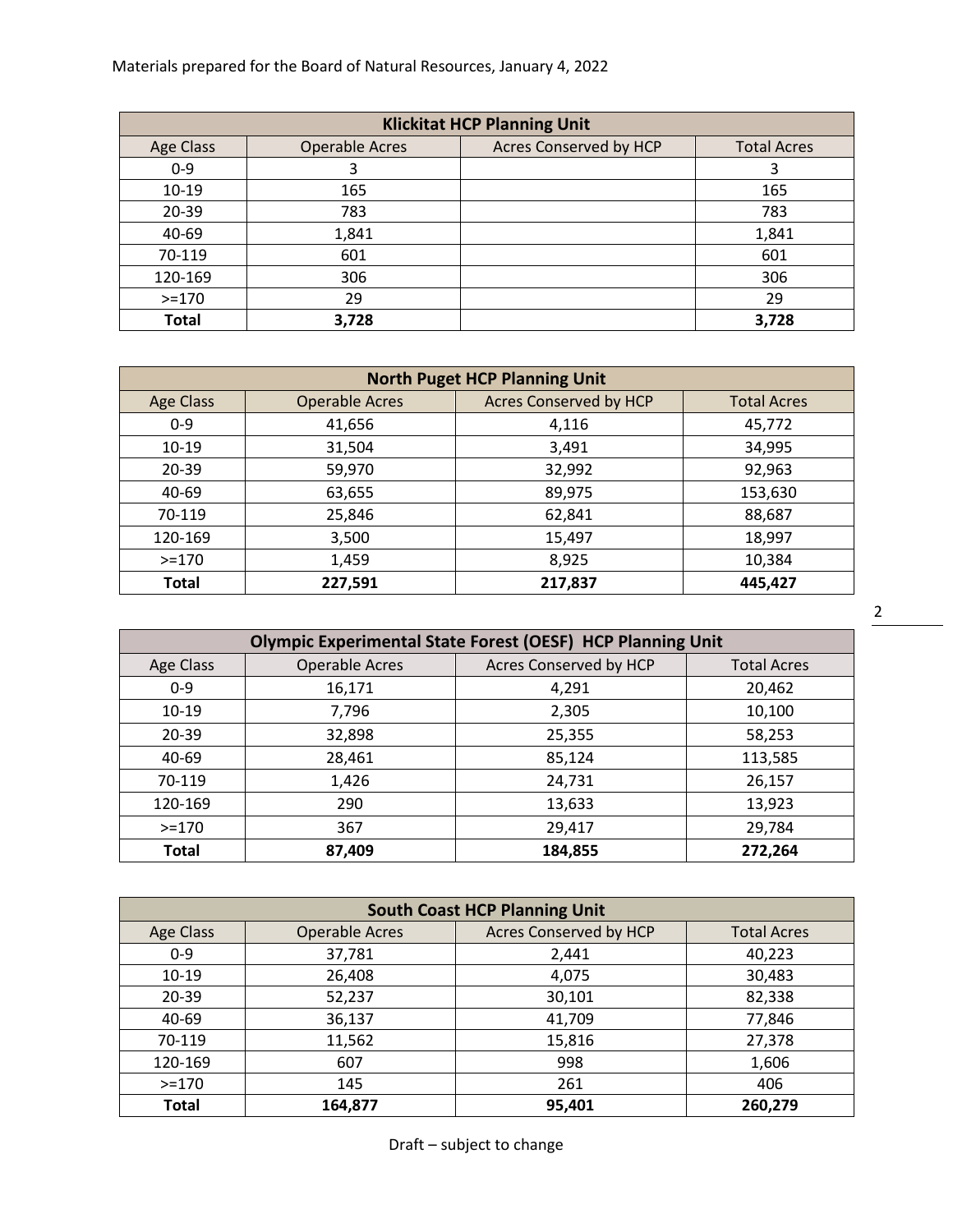| Klickitat HCP Planning Unit | | | |
|---|---|---|---|
| Age Class | Operable Acres | Acres Conserved by HCP | Total Acres |
| 0-9 | 3 | | 3 |
| 10-19 | 165 | | 165 |
| 20-39 | 783 | | 783 |
| 40-69 | 1,841 | | 1,841 |
| 70-119 | 601 | | 601 |
| 120-169 | 306 | | 306 |
| >=170 | 29 | | 29 |
| **Total** | **3,728** | | **3,728** |

| North Puget HCP Planning Unit | | | |
|---|---|---|---|
| Age Class | Operable Acres | Acres Conserved by HCP | Total Acres |
| 0-9 | 41,656 | 4,116 | 45,772 |
| 10-19 | 31,504 | 3,491 | 34,995 |
| 20-39 | 59,970 | 32,992 | 92,963 |
| 40-69 | 63,655 | 89,975 | 153,630 |
| 70-119 | 25,846 | 62,841 | 88,687 |
| 120-169 | 3,500 | 15,497 | 18,997 |
| >=170 | 1,459 | 8,925 | 10,384 |
| **Total** | **227,591** | **217,837** | **445,427** |

| Olympic Experimental State Forest (OESF) HCP Planning Unit | | | |
|---|---|---|---|
| Age Class | Operable Acres | Acres Conserved by HCP | Total Acres |
| 0-9 | 16,171 | 4,291 | 20,462 |
| 10-19 | 7,796 | 2,305 | 10,100 |
| 20-39 | 32,898 | 25,355 | 58,253 |
| 40-69 | 28,461 | 85,124 | 113,585 |
| 70-119 | 1,426 | 24,731 | 26,157 |
| 120-169 | 290 | 13,633 | 13,923 |
| >=170 | 367 | 29,417 | 29,784 |
| **Total** | **87,409** | **184,855** | **272,264** |

| South Coast HCP Planning Unit | | | |
|---|---|---|---|
| Age Class | Operable Acres | Acres Conserved by HCP | Total Acres |
| 0-9 | 37,781 | 2,441 | 40,223 |
| 10-19 | 26,408 | 4,075 | 30,483 |
| 20-39 | 52,237 | 30,101 | 82,338 |
| 40-69 | 36,137 | 41,709 | 77,846 |
| 70-119 | 11,562 | 15,816 | 27,378 |
| 120-169 | 607 | 998 | 1,606 |
| >=170 | 145 | 261 | 406 |
| **Total** | **164,877** | **95,401** | **260,279** |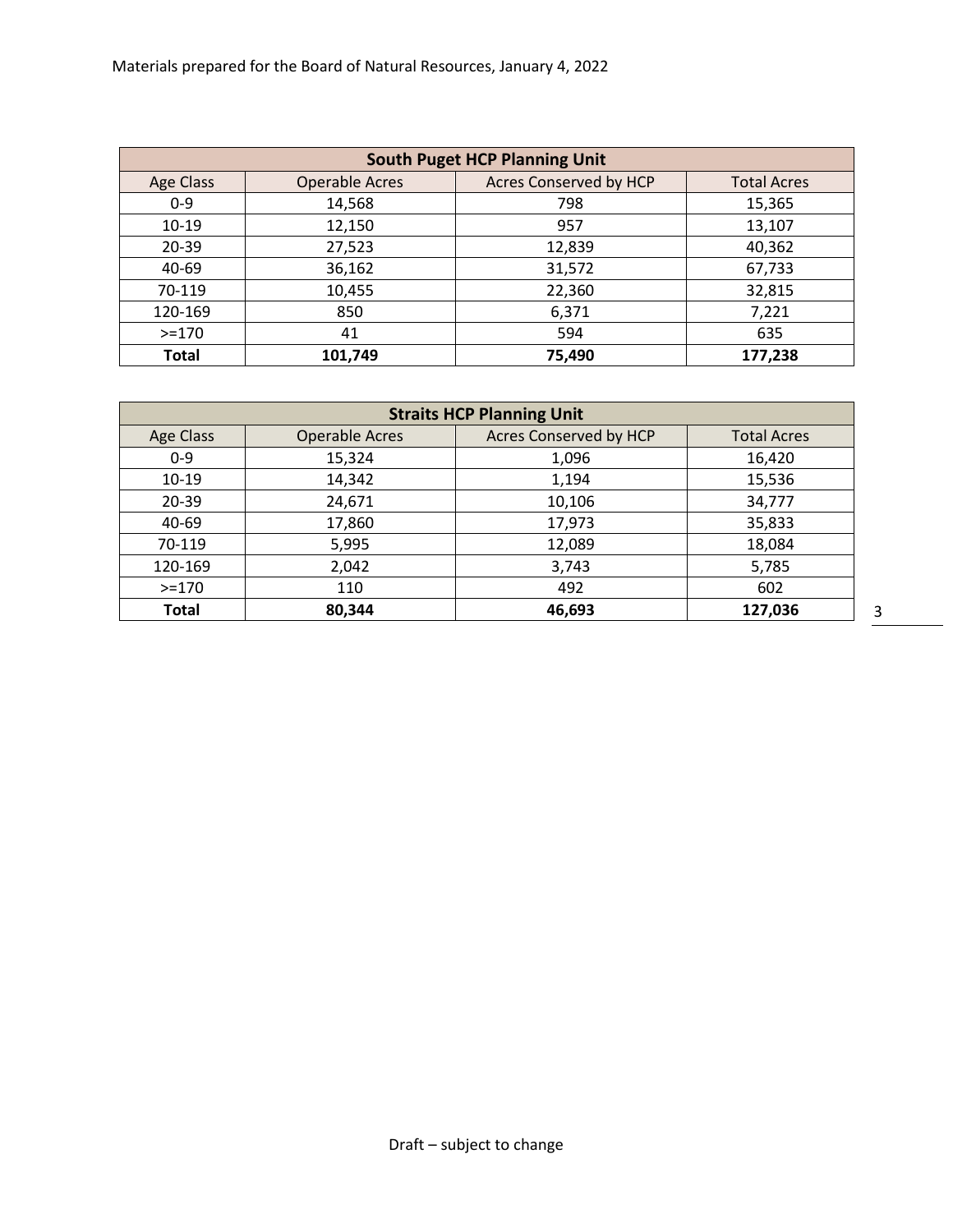| South Puget HCP Planning Unit | | | |
|---|---|---|---|
| Age Class | Operable Acres | Acres Conserved by HCP | Total Acres |
| 0-9 | 14,568 | 798 | 15,365 |
| 10-19 | 12,150 | 957 | 13,107 |
| 20-39 | 27,523 | 12,839 | 40,362 |
| 40-69 | 36,162 | 31,572 | 67,733 |
| 70-119 | 10,455 | 22,360 | 32,815 |
| 120-169 | 850 | 6,371 | 7,221 |
| >=170 | 41 | 594 | 635 |
| **Total** | **101,749** | **75,490** | **177,238** |

| Straits HCP Planning Unit | | | |
|---|---|---|---|
| Age Class | Operable Acres | Acres Conserved by HCP | Total Acres |
| 0-9 | 15,324 | 1,096 | 16,420 |
| 10-19 | 14,342 | 1,194 | 15,536 |
| 20-39 | 24,671 | 10,106 | 34,777 |
| 40-69 | 17,860 | 17,973 | 35,833 |
| 70-119 | 5,995 | 12,089 | 18,084 |
| 120-169 | 2,042 | 3,743 | 5,785 |
| >=170 | 110 | 492 | 602 |
| **Total** | **80,344** | **46,693** | **127,036** |